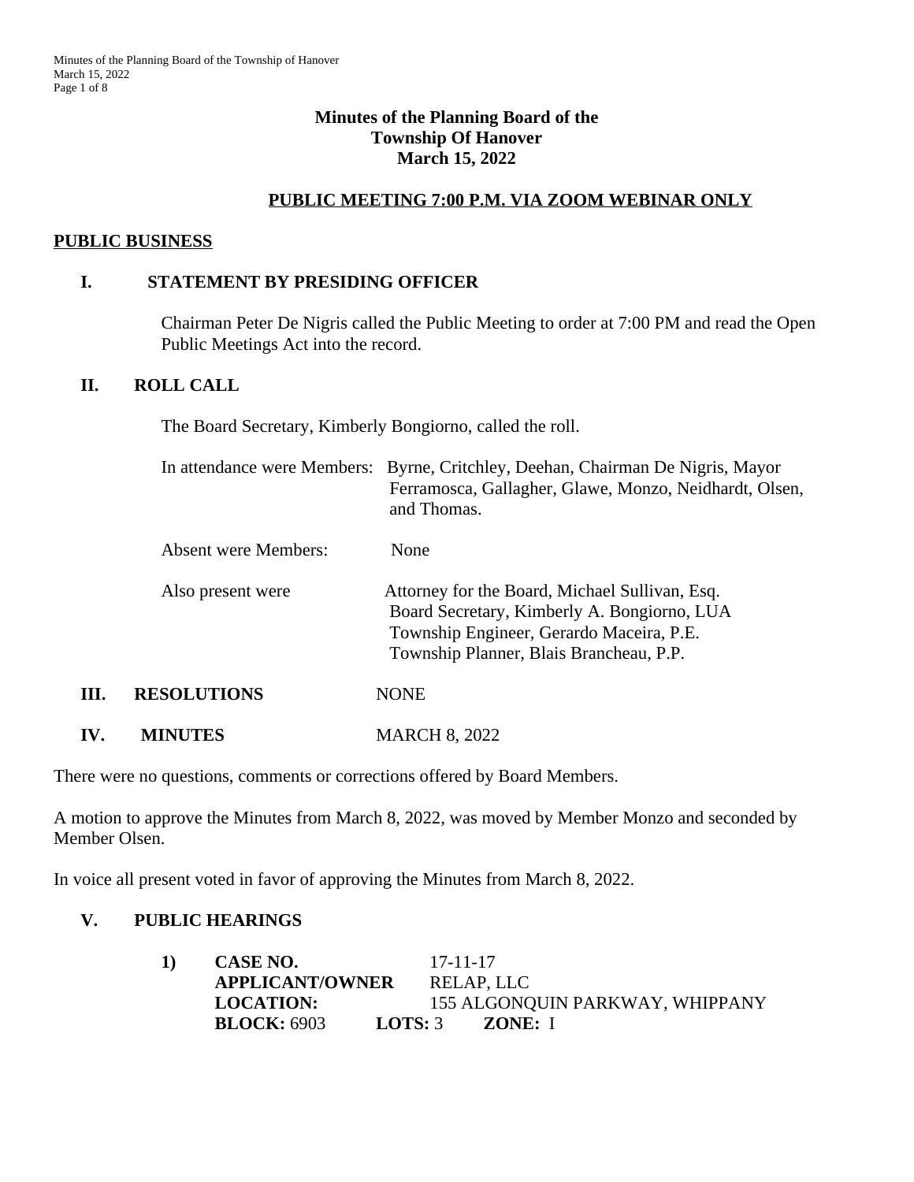# Minutes of the Planning Board of the Township Of Hanover
# March 15, 2022

## PUBLIC MEETING 7:00 P.M. VIA ZOOM WEBINAR ONLY

## PUBLIC BUSINESS

### I. STATEMENT BY PRESIDING OFFICER

Chairman Peter De Nigris called the Public Meeting to order at 7:00 PM and read the Open Public Meetings Act into the record.

### II. ROLL CALL

The Board Secretary, Kimberly Bongiorno, called the roll.

In attendance were Members: Byrne, Critchley, Deehan, Chairman De Nigris, Mayor Ferramosca, Gallagher, Glawe, Monzo, Neidhardt, Olsen, and Thomas.

Absent were Members: None

Also present were Attorney for the Board, Michael Sullivan, Esq.
Board Secretary, Kimberly A. Bongiorno, LUA
Township Engineer, Gerardo Maceira, P.E.
Township Planner, Blais Brancheau, P.P.

### III. RESOLUTIONS NONE

### IV. MINUTES MARCH 8, 2022

There were no questions, comments or corrections offered by Board Members.

A motion to approve the Minutes from March 8, 2022, was moved by Member Monzo and seconded by Member Olsen.

In voice all present voted in favor of approving the Minutes from March 8, 2022.

### V. PUBLIC HEARINGS

**1) CASE NO.** 17-11-17
**APPLICANT/OWNER** RELAP, LLC
**LOCATION:** 155 ALGONQUIN PARKWAY, WHIPPANY
**BLOCK:** 6903 **LOTS:** 3 **ZONE:** I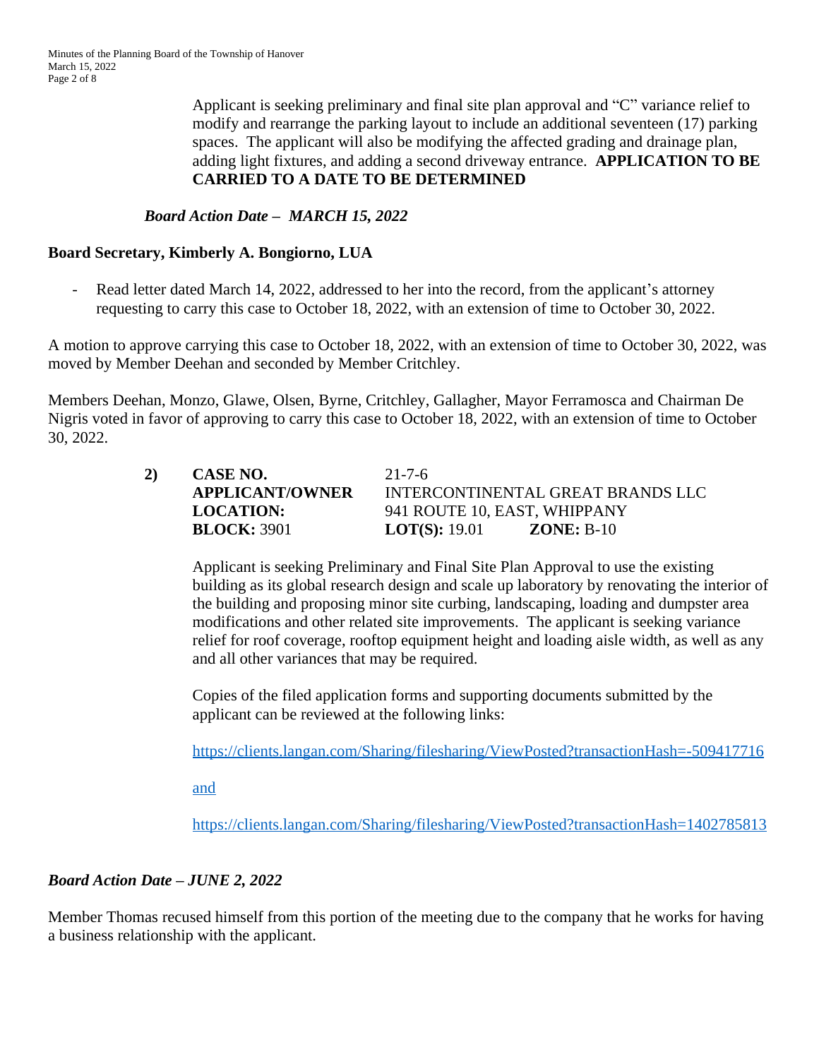Applicant is seeking preliminary and final site plan approval and "C" variance relief to modify and rearrange the parking layout to include an additional seventeen (17) parking spaces. The applicant will also be modifying the affected grading and drainage plan, adding light fixtures, and adding a second driveway entrance. **APPLICATION TO BE CARRIED TO A DATE TO BE DETERMINED**

***Board Action Date – MARCH 15, 2022***

**Board Secretary, Kimberly A. Bongiorno, LUA**

- Read letter dated March 14, 2022, addressed to her into the record, from the applicant's attorney requesting to carry this case to October 18, 2022, with an extension of time to October 30, 2022.

A motion to approve carrying this case to October 18, 2022, with an extension of time to October 30, 2022, was moved by Member Deehan and seconded by Member Critchley.

Members Deehan, Monzo, Glawe, Olsen, Byrne, Critchley, Gallagher, Mayor Ferramosca and Chairman De Nigris voted in favor of approving to carry this case to October 18, 2022, with an extension of time to October 30, 2022.

**2)** **CASE NO.** 21-7-6
**APPLICANT/OWNER** INTERCONTINENTAL GREAT BRANDS LLC
**LOCATION:** 941 ROUTE 10, EAST, WHIPPANY
**BLOCK:** 3901 **LOT(S):** 19.01 **ZONE:** B-10

Applicant is seeking Preliminary and Final Site Plan Approval to use the existing building as its global research design and scale up laboratory by renovating the interior of the building and proposing minor site curbing, landscaping, loading and dumpster area modifications and other related site improvements. The applicant is seeking variance relief for roof coverage, rooftop equipment height and loading aisle width, as well as any and all other variances that may be required.

Copies of the filed application forms and supporting documents submitted by the applicant can be reviewed at the following links:

https://clients.langan.com/Sharing/filesharing/ViewPosted?transactionHash=-509417716

and

https://clients.langan.com/Sharing/filesharing/ViewPosted?transactionHash=1402785813

***Board Action Date – JUNE 2, 2022***

Member Thomas recused himself from this portion of the meeting due to the company that he works for having a business relationship with the applicant.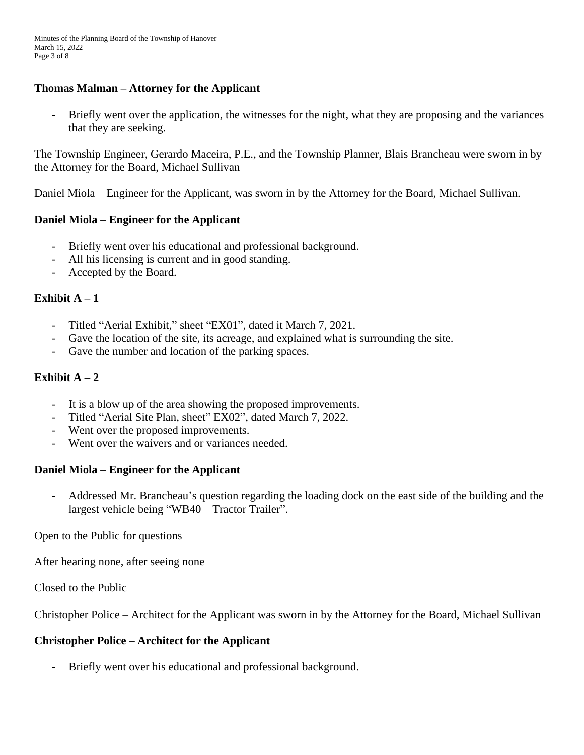**Thomas Malman – Attorney for the Applicant**

- Briefly went over the application, the witnesses for the night, what they are proposing and the variances that they are seeking.

The Township Engineer, Gerardo Maceira, P.E., and the Township Planner, Blais Brancheau were sworn in by the Attorney for the Board, Michael Sullivan

Daniel Miola – Engineer for the Applicant, was sworn in by the Attorney for the Board, Michael Sullivan.

**Daniel Miola – Engineer for the Applicant**

- Briefly went over his educational and professional background.
- All his licensing is current and in good standing.
- Accepted by the Board.

**Exhibit A – 1**

- Titled "Aerial Exhibit," sheet "EX01", dated it March 7, 2021.
- Gave the location of the site, its acreage, and explained what is surrounding the site.
- Gave the number and location of the parking spaces.

**Exhibit A – 2**

- It is a blow up of the area showing the proposed improvements.
- Titled "Aerial Site Plan, sheet" EX02", dated March 7, 2022.
- Went over the proposed improvements.
- Went over the waivers and or variances needed.

**Daniel Miola – Engineer for the Applicant**

- Addressed Mr. Brancheau's question regarding the loading dock on the east side of the building and the largest vehicle being "WB40 – Tractor Trailer".

Open to the Public for questions

After hearing none, after seeing none

Closed to the Public

Christopher Police – Architect for the Applicant was sworn in by the Attorney for the Board, Michael Sullivan

**Christopher Police – Architect for the Applicant**

- Briefly went over his educational and professional background.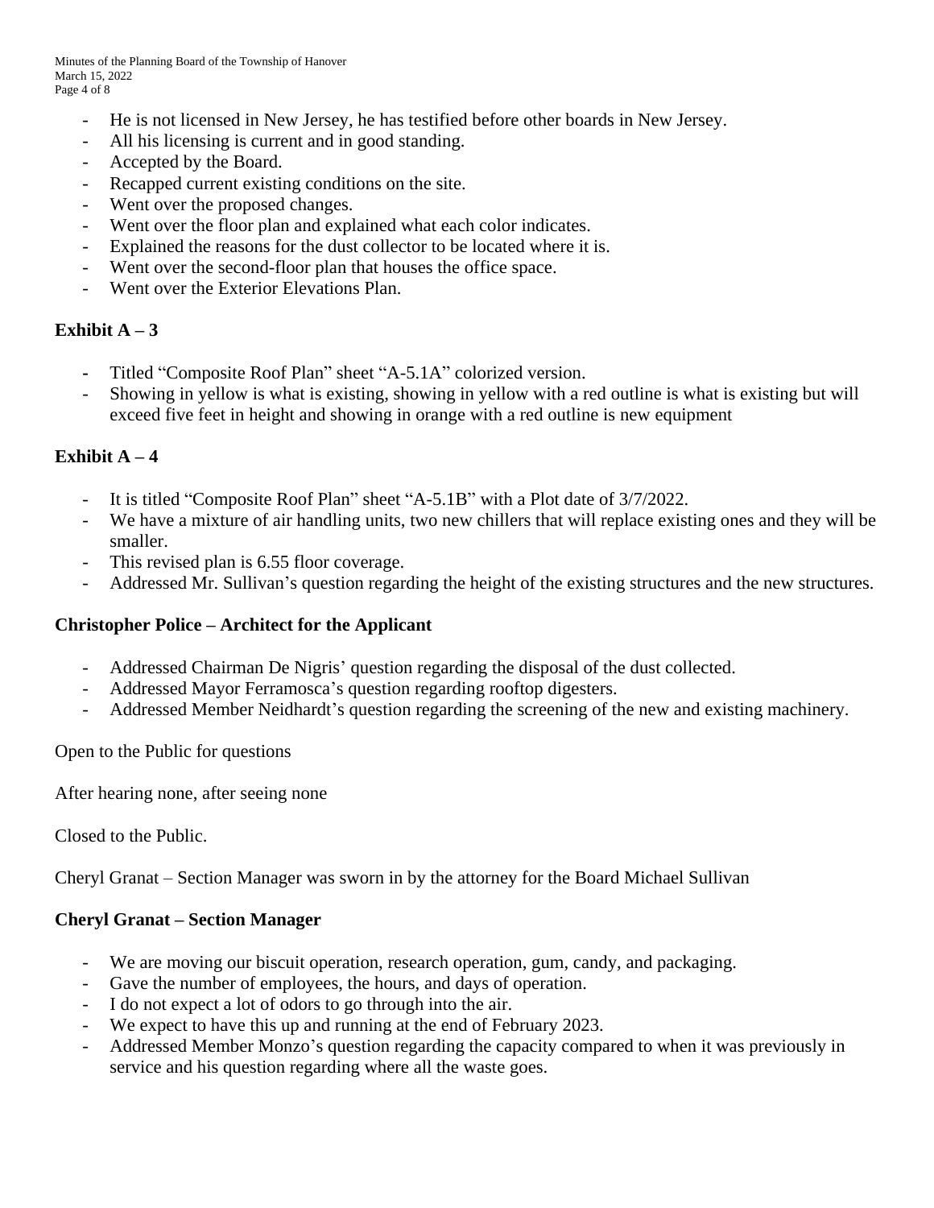- He is not licensed in New Jersey, he has testified before other boards in New Jersey.
- All his licensing is current and in good standing.
- Accepted by the Board.
- Recapped current existing conditions on the site.
- Went over the proposed changes.
- Went over the floor plan and explained what each color indicates.
- Explained the reasons for the dust collector to be located where it is.
- Went over the second-floor plan that houses the office space.
- Went over the Exterior Elevations Plan.

**Exhibit A – 3**

- Titled "Composite Roof Plan" sheet "A-5.1A" colorized version.
- Showing in yellow is what is existing, showing in yellow with a red outline is what is existing but will exceed five feet in height and showing in orange with a red outline is new equipment

**Exhibit A – 4**

- It is titled "Composite Roof Plan" sheet "A-5.1B" with a Plot date of 3/7/2022.
- We have a mixture of air handling units, two new chillers that will replace existing ones and they will be smaller.
- This revised plan is 6.55 floor coverage.
- Addressed Mr. Sullivan's question regarding the height of the existing structures and the new structures.

**Christopher Police – Architect for the Applicant**

- Addressed Chairman De Nigris' question regarding the disposal of the dust collected.
- Addressed Mayor Ferramosca's question regarding rooftop digesters.
- Addressed Member Neidhardt's question regarding the screening of the new and existing machinery.

Open to the Public for questions

After hearing none, after seeing none

Closed to the Public.

Cheryl Granat – Section Manager was sworn in by the attorney for the Board Michael Sullivan

**Cheryl Granat – Section Manager**

- We are moving our biscuit operation, research operation, gum, candy, and packaging.
- Gave the number of employees, the hours, and days of operation.
- I do not expect a lot of odors to go through into the air.
- We expect to have this up and running at the end of February 2023.
- Addressed Member Monzo's question regarding the capacity compared to when it was previously in service and his question regarding where all the waste goes.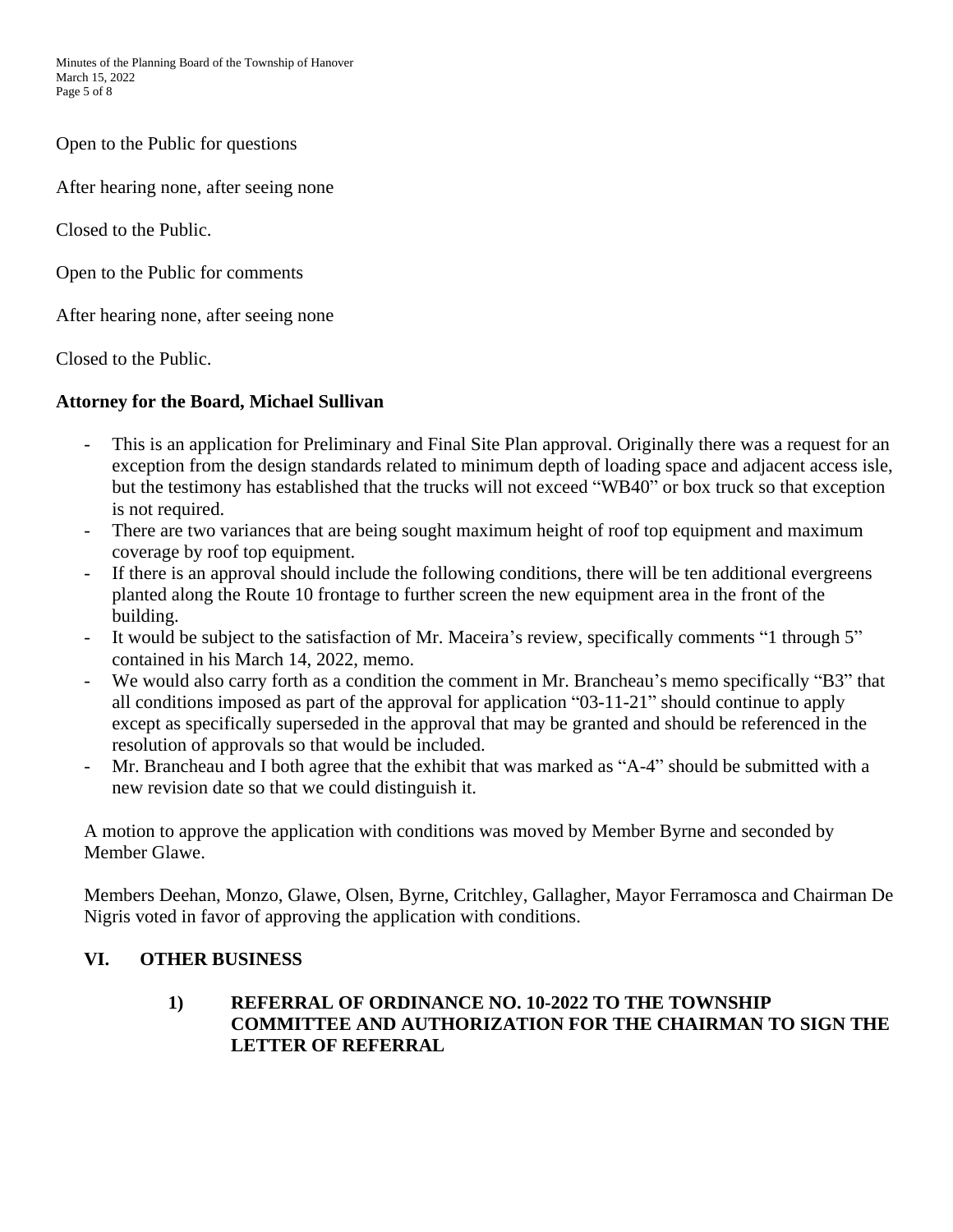Open to the Public for questions

After hearing none, after seeing none

Closed to the Public.

Open to the Public for comments

After hearing none, after seeing none

Closed to the Public.

**Attorney for the Board, Michael Sullivan**

- This is an application for Preliminary and Final Site Plan approval. Originally there was a request for an exception from the design standards related to minimum depth of loading space and adjacent access isle, but the testimony has established that the trucks will not exceed "WB40" or box truck so that exception is not required.
- There are two variances that are being sought maximum height of roof top equipment and maximum coverage by roof top equipment.
- If there is an approval should include the following conditions, there will be ten additional evergreens planted along the Route 10 frontage to further screen the new equipment area in the front of the building.
- It would be subject to the satisfaction of Mr. Maceira's review, specifically comments "1 through 5" contained in his March 14, 2022, memo.
- We would also carry forth as a condition the comment in Mr. Brancheau's memo specifically "B3" that all conditions imposed as part of the approval for application "03-11-21" should continue to apply except as specifically superseded in the approval that may be granted and should be referenced in the resolution of approvals so that would be included.
- Mr. Brancheau and I both agree that the exhibit that was marked as "A-4" should be submitted with a new revision date so that we could distinguish it.

A motion to approve the application with conditions was moved by Member Byrne and seconded by Member Glawe.

Members Deehan, Monzo, Glawe, Olsen, Byrne, Critchley, Gallagher, Mayor Ferramosca and Chairman De Nigris voted in favor of approving the application with conditions.

## VI. OTHER BUSINESS

### 1) REFERRAL OF ORDINANCE NO. 10-2022 TO THE TOWNSHIP COMMITTEE AND AUTHORIZATION FOR THE CHAIRMAN TO SIGN THE LETTER OF REFERRAL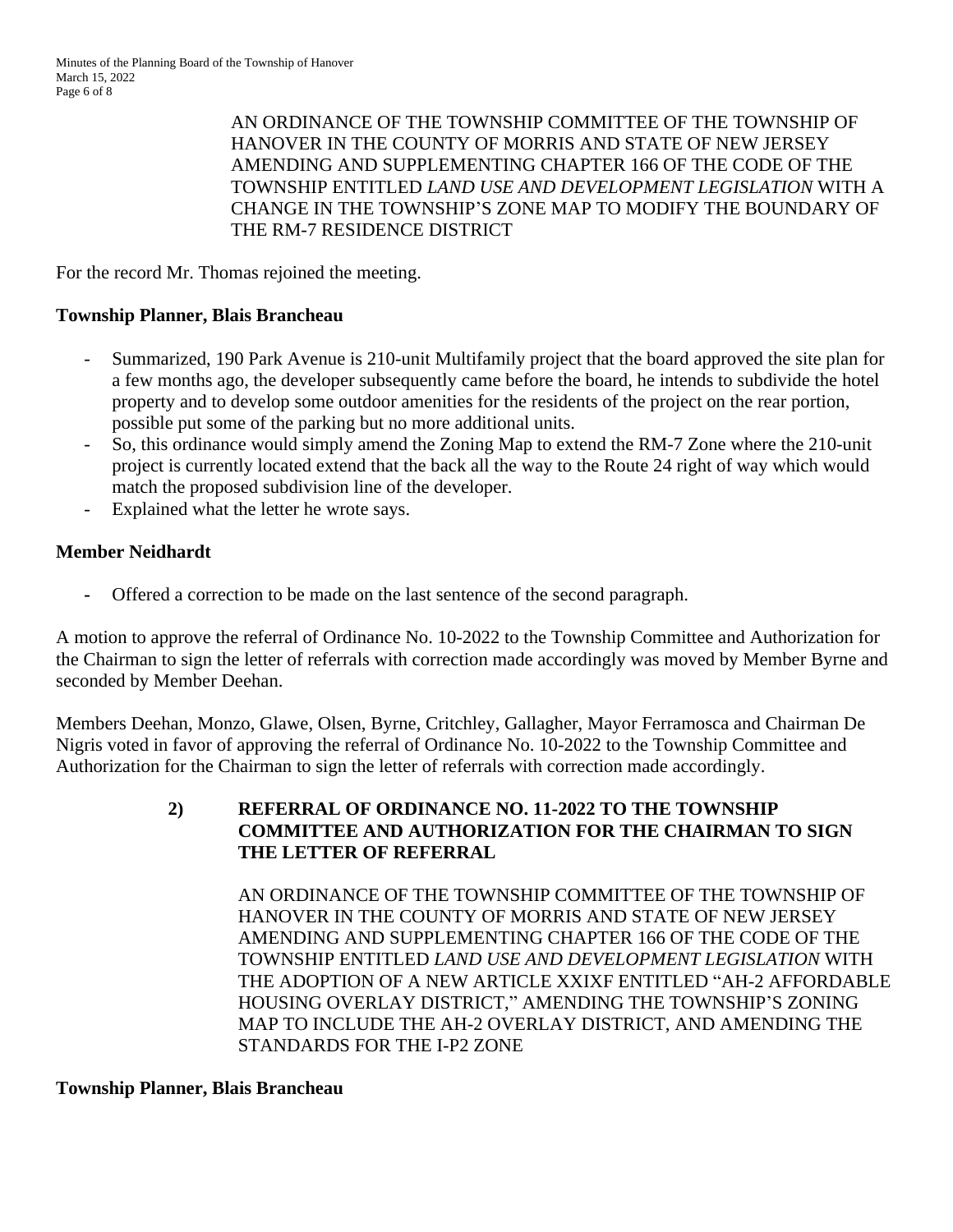AN ORDINANCE OF THE TOWNSHIP COMMITTEE OF THE TOWNSHIP OF HANOVER IN THE COUNTY OF MORRIS AND STATE OF NEW JERSEY AMENDING AND SUPPLEMENTING CHAPTER 166 OF THE CODE OF THE TOWNSHIP ENTITLED *LAND USE AND DEVELOPMENT LEGISLATION* WITH A CHANGE IN THE TOWNSHIP'S ZONE MAP TO MODIFY THE BOUNDARY OF THE RM-7 RESIDENCE DISTRICT

For the record Mr. Thomas rejoined the meeting.

**Township Planner, Blais Brancheau**

- Summarized, 190 Park Avenue is 210-unit Multifamily project that the board approved the site plan for a few months ago, the developer subsequently came before the board, he intends to subdivide the hotel property and to develop some outdoor amenities for the residents of the project on the rear portion, possible put some of the parking but no more additional units.
- So, this ordinance would simply amend the Zoning Map to extend the RM-7 Zone where the 210-unit project is currently located extend that the back all the way to the Route 24 right of way which would match the proposed subdivision line of the developer.
- Explained what the letter he wrote says.

**Member Neidhardt**

- Offered a correction to be made on the last sentence of the second paragraph.

A motion to approve the referral of Ordinance No. 10-2022 to the Township Committee and Authorization for the Chairman to sign the letter of referrals with correction made accordingly was moved by Member Byrne and seconded by Member Deehan.

Members Deehan, Monzo, Glawe, Olsen, Byrne, Critchley, Gallagher, Mayor Ferramosca and Chairman De Nigris voted in favor of approving the referral of Ordinance No. 10-2022 to the Township Committee and Authorization for the Chairman to sign the letter of referrals with correction made accordingly.

**2) REFERRAL OF ORDINANCE NO. 11-2022 TO THE TOWNSHIP COMMITTEE AND AUTHORIZATION FOR THE CHAIRMAN TO SIGN THE LETTER OF REFERRAL**

AN ORDINANCE OF THE TOWNSHIP COMMITTEE OF THE TOWNSHIP OF HANOVER IN THE COUNTY OF MORRIS AND STATE OF NEW JERSEY AMENDING AND SUPPLEMENTING CHAPTER 166 OF THE CODE OF THE TOWNSHIP ENTITLED *LAND USE AND DEVELOPMENT LEGISLATION* WITH THE ADOPTION OF A NEW ARTICLE XXIXF ENTITLED "AH-2 AFFORDABLE HOUSING OVERLAY DISTRICT," AMENDING THE TOWNSHIP'S ZONING MAP TO INCLUDE THE AH-2 OVERLAY DISTRICT, AND AMENDING THE STANDARDS FOR THE I-P2 ZONE

**Township Planner, Blais Brancheau**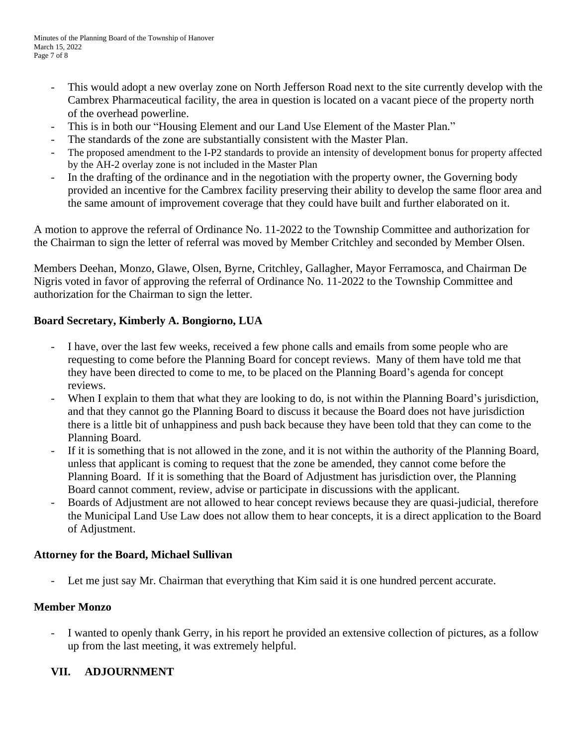- This would adopt a new overlay zone on North Jefferson Road next to the site currently develop with the Cambrex Pharmaceutical facility, the area in question is located on a vacant piece of the property north of the overhead powerline.
- This is in both our "Housing Element and our Land Use Element of the Master Plan."
- The standards of the zone are substantially consistent with the Master Plan.
- The proposed amendment to the I-P2 standards to provide an intensity of development bonus for property affected by the AH-2 overlay zone is not included in the Master Plan
- In the drafting of the ordinance and in the negotiation with the property owner, the Governing body provided an incentive for the Cambrex facility preserving their ability to develop the same floor area and the same amount of improvement coverage that they could have built and further elaborated on it.

A motion to approve the referral of Ordinance No. 11-2022 to the Township Committee and authorization for the Chairman to sign the letter of referral was moved by Member Critchley and seconded by Member Olsen.

Members Deehan, Monzo, Glawe, Olsen, Byrne, Critchley, Gallagher, Mayor Ferramosca, and Chairman De Nigris voted in favor of approving the referral of Ordinance No. 11-2022 to the Township Committee and authorization for the Chairman to sign the letter.

**Board Secretary, Kimberly A. Bongiorno, LUA**

- I have, over the last few weeks, received a few phone calls and emails from some people who are requesting to come before the Planning Board for concept reviews. Many of them have told me that they have been directed to come to me, to be placed on the Planning Board's agenda for concept reviews.
- When I explain to them that what they are looking to do, is not within the Planning Board's jurisdiction, and that they cannot go the Planning Board to discuss it because the Board does not have jurisdiction there is a little bit of unhappiness and push back because they have been told that they can come to the Planning Board.
- If it is something that is not allowed in the zone, and it is not within the authority of the Planning Board, unless that applicant is coming to request that the zone be amended, they cannot come before the Planning Board. If it is something that the Board of Adjustment has jurisdiction over, the Planning Board cannot comment, review, advise or participate in discussions with the applicant.
- Boards of Adjustment are not allowed to hear concept reviews because they are quasi-judicial, therefore the Municipal Land Use Law does not allow them to hear concepts, it is a direct application to the Board of Adjustment.

**Attorney for the Board, Michael Sullivan**

- Let me just say Mr. Chairman that everything that Kim said it is one hundred percent accurate.

**Member Monzo**

- I wanted to openly thank Gerry, in his report he provided an extensive collection of pictures, as a follow up from the last meeting, it was extremely helpful.

## VII. ADJOURNMENT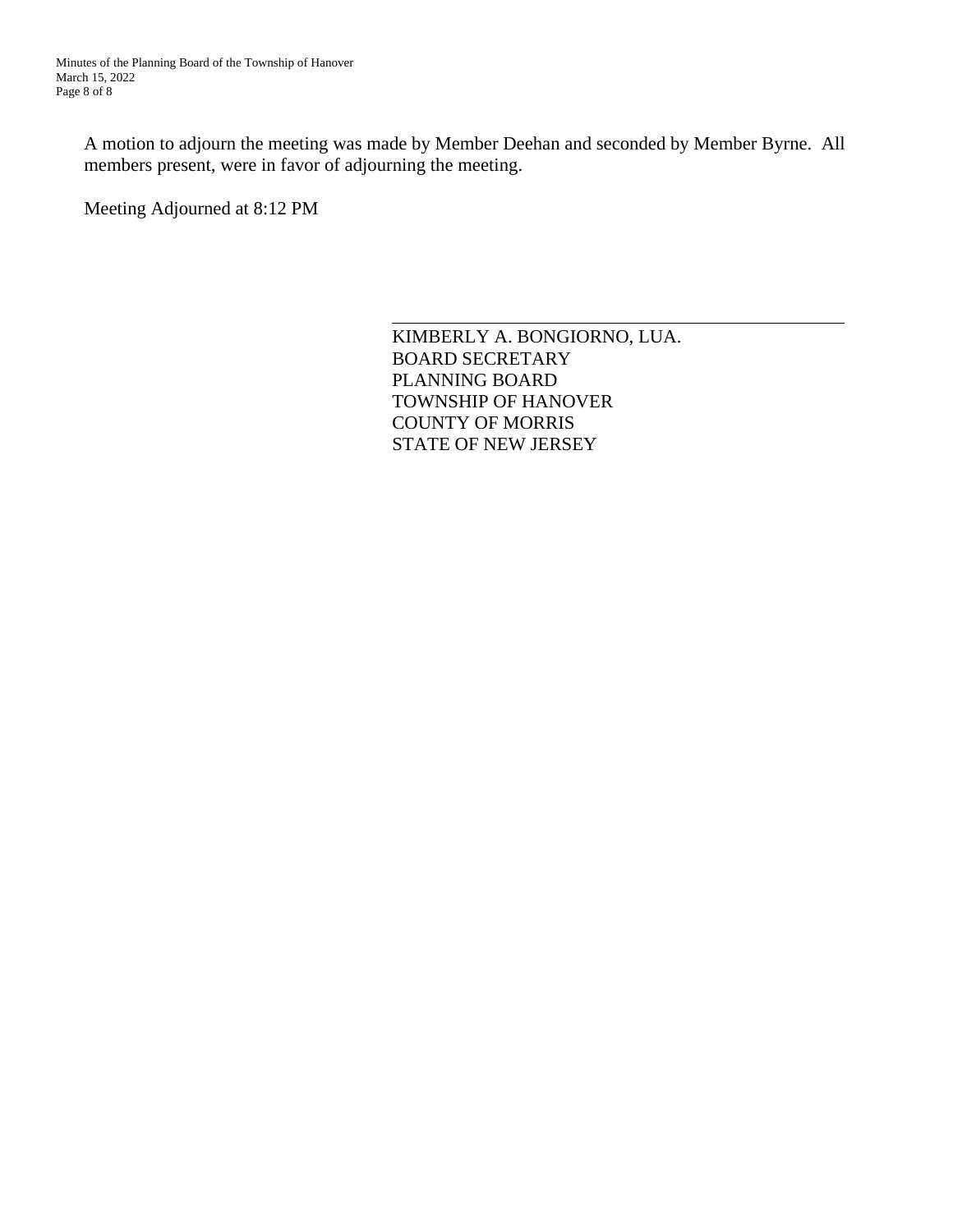A motion to adjourn the meeting was made by Member Deehan and seconded by Member Byrne. All members present, were in favor of adjourning the meeting.

Meeting Adjourned at 8:12 PM

\_\_\_\_\_\_\_\_\_\_\_\_\_\_\_\_\_\_\_\_\_\_\_\_\_\_\_\_\_\_\_\_\_\_\_\_\_\_\_\_

KIMBERLY A. BONGIORNO, LUA.
BOARD SECRETARY
PLANNING BOARD
TOWNSHIP OF HANOVER
COUNTY OF MORRIS
STATE OF NEW JERSEY